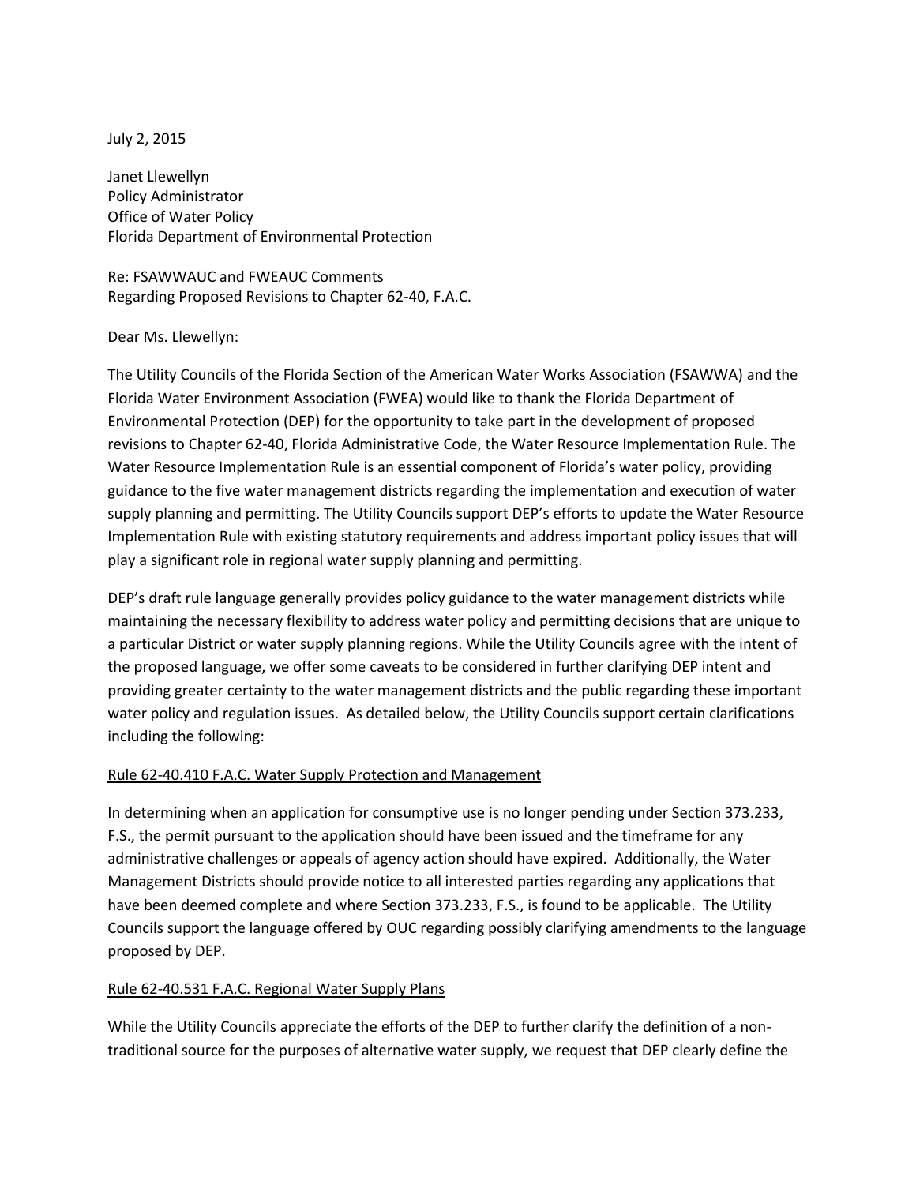July 2, 2015

Janet Llewellyn
Policy Administrator
Office of Water Policy
Florida Department of Environmental Protection

Re: FSAWWAUC and FWEAUC Comments
Regarding Proposed Revisions to Chapter 62-40, F.A.C.

Dear Ms. Llewellyn:

The Utility Councils of the Florida Section of the American Water Works Association (FSAWWA) and the Florida Water Environment Association (FWEA) would like to thank the Florida Department of Environmental Protection (DEP) for the opportunity to take part in the development of proposed revisions to Chapter 62-40, Florida Administrative Code, the Water Resource Implementation Rule. The Water Resource Implementation Rule is an essential component of Florida's water policy, providing guidance to the five water management districts regarding the implementation and execution of water supply planning and permitting. The Utility Councils support DEP's efforts to update the Water Resource Implementation Rule with existing statutory requirements and address important policy issues that will play a significant role in regional water supply planning and permitting.

DEP's draft rule language generally provides policy guidance to the water management districts while maintaining the necessary flexibility to address water policy and permitting decisions that are unique to a particular District or water supply planning regions. While the Utility Councils agree with the intent of the proposed language, we offer some caveats to be considered in further clarifying DEP intent and providing greater certainty to the water management districts and the public regarding these important water policy and regulation issues. As detailed below, the Utility Councils support certain clarifications including the following:

<u>Rule 62-40.410 F.A.C. Water Supply Protection and Management</u>

In determining when an application for consumptive use is no longer pending under Section 373.233, F.S., the permit pursuant to the application should have been issued and the timeframe for any administrative challenges or appeals of agency action should have expired. Additionally, the Water Management Districts should provide notice to all interested parties regarding any applications that have been deemed complete and where Section 373.233, F.S., is found to be applicable. The Utility Councils support the language offered by OUC regarding possibly clarifying amendments to the language proposed by DEP.

<u>Rule 62-40.531 F.A.C. Regional Water Supply Plans</u>

While the Utility Councils appreciate the efforts of the DEP to further clarify the definition of a non-traditional source for the purposes of alternative water supply, we request that DEP clearly define the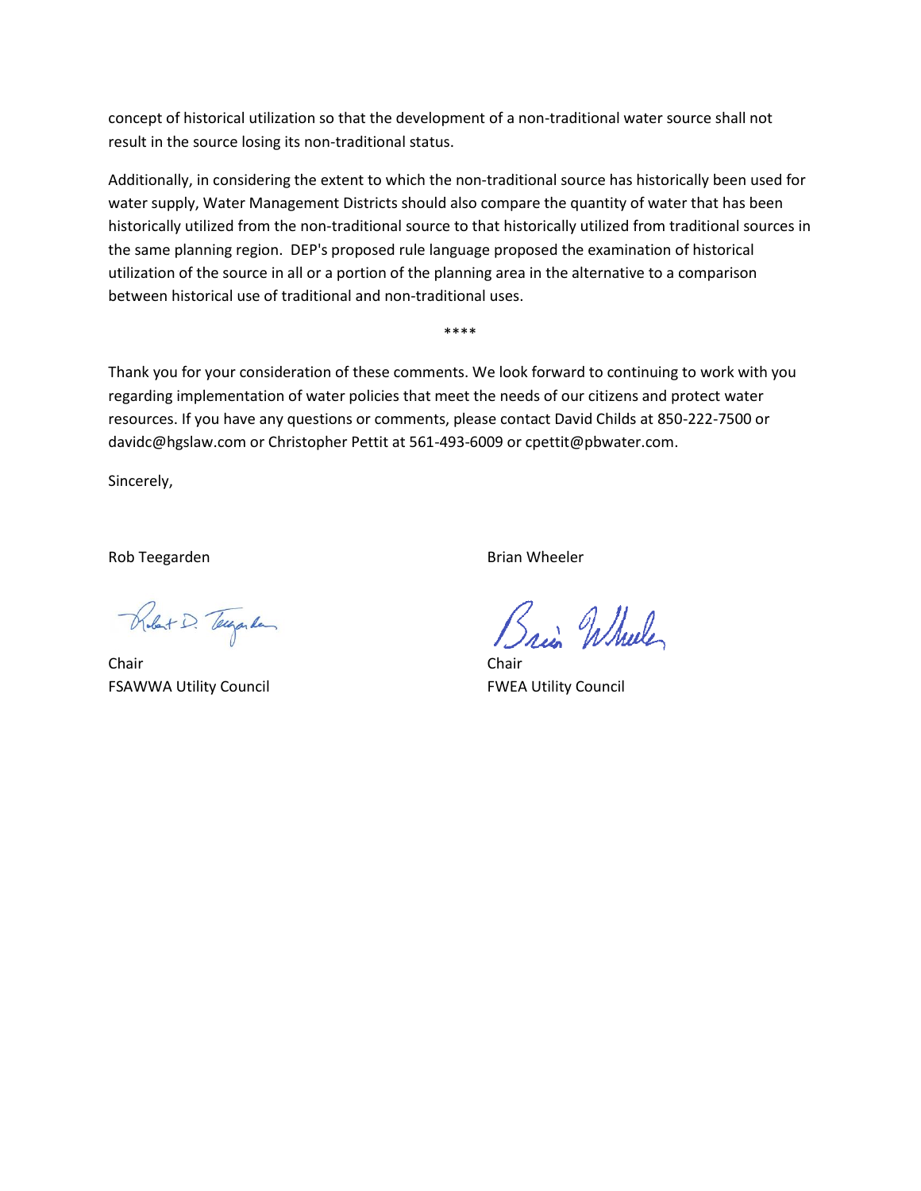concept of historical utilization so that the development of a non-traditional water source shall not result in the source losing its non-traditional status.

Additionally, in considering the extent to which the non-traditional source has historically been used for water supply, Water Management Districts should also compare the quantity of water that has been historically utilized from the non-traditional source to that historically utilized from traditional sources in the same planning region. DEP's proposed rule language proposed the examination of historical utilization of the source in all or a portion of the planning area in the alternative to a comparison between historical use of traditional and non-traditional uses.

****

Thank you for your consideration of these comments. We look forward to continuing to work with you regarding implementation of water policies that meet the needs of our citizens and protect water resources. If you have any questions or comments, please contact David Childs at 850-222-7500 or davidc@hgslaw.com or Christopher Pettit at 561-493-6009 or cpettit@pbwater.com.

Sincerely,

Rob Teegarden

Chair
FSAWWA Utility Council

Brian Wheeler

Chair
FWEA Utility Council